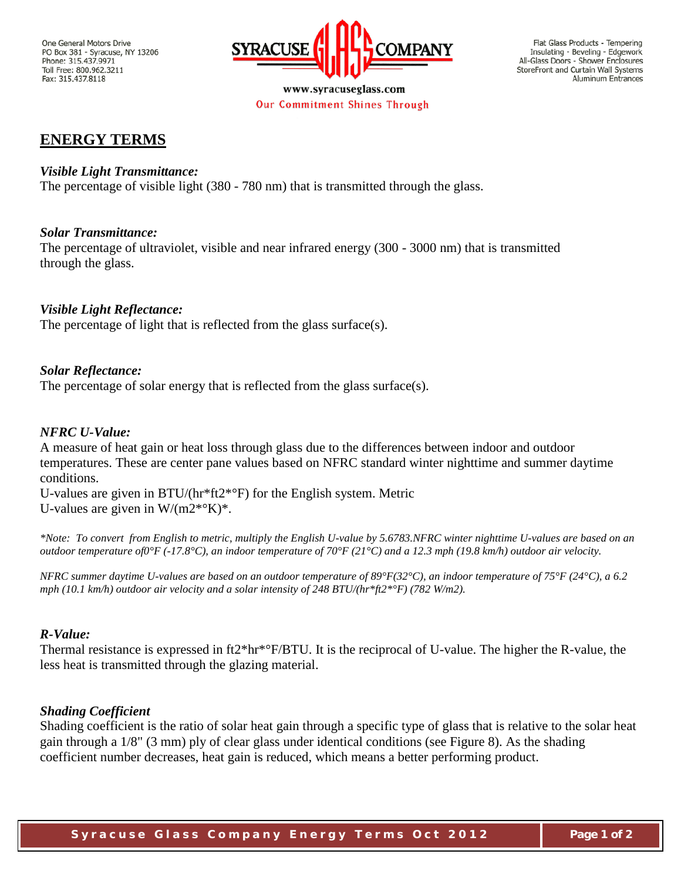One General Motors Drive
PO Box 381 - Syracuse, NY 13206
Phone: 315.437.9971
Toll Free: 800.962.3211
Fax: 315.437.8118

SYRACUSE GLASS COMPANY

www.syracuseglass.com
Our Commitment Shines Through

Flat Glass Products - Tempering
Insulating - Beveling - Edgework
All-Glass Doors - Shower Enclosures
StoreFront and Curtain Wall Systems
Aluminum Entrances

## ENERGY TERMS

***Visible Light Transmittance:***
The percentage of visible light (380 - 780 nm) that is transmitted through the glass.

***Solar Transmittance:***
The percentage of ultraviolet, visible and near infrared energy (300 - 3000 nm) that is transmitted through the glass.

***Visible Light Reflectance:***
The percentage of light that is reflected from the glass surface(s).

***Solar Reflectance:***
The percentage of solar energy that is reflected from the glass surface(s).

***NFRC U-Value:***
A measure of heat gain or heat loss through glass due to the differences between indoor and outdoor temperatures. These are center pane values based on NFRC standard winter nighttime and summer daytime conditions.
U-values are given in BTU/(hr*ft2*°F) for the English system. Metric
U-values are given in W/(m2*°K)*.

*\*Note: To convert from English to metric, multiply the English U-value by 5.6783.NFRC winter nighttime U-values are based on an outdoor temperature of0°F (-17.8°C), an indoor temperature of 70°F (21°C) and a 12.3 mph (19.8 km/h) outdoor air velocity.*

*NFRC summer daytime U-values are based on an outdoor temperature of 89°F(32°C), an indoor temperature of 75°F (24°C), a 6.2 mph (10.1 km/h) outdoor air velocity and a solar intensity of 248 BTU/(hr\*ft2\*°F) (782 W/m2).*

***R-Value:***
Thermal resistance is expressed in ft2*hr*°F/BTU. It is the reciprocal of U-value. The higher the R-value, the less heat is transmitted through the glazing material.

***Shading Coefficient***
Shading coefficient is the ratio of solar heat gain through a specific type of glass that is relative to the solar heat gain through a 1/8" (3 mm) ply of clear glass under identical conditions (see Figure 8). As the shading coefficient number decreases, heat gain is reduced, which means a better performing product.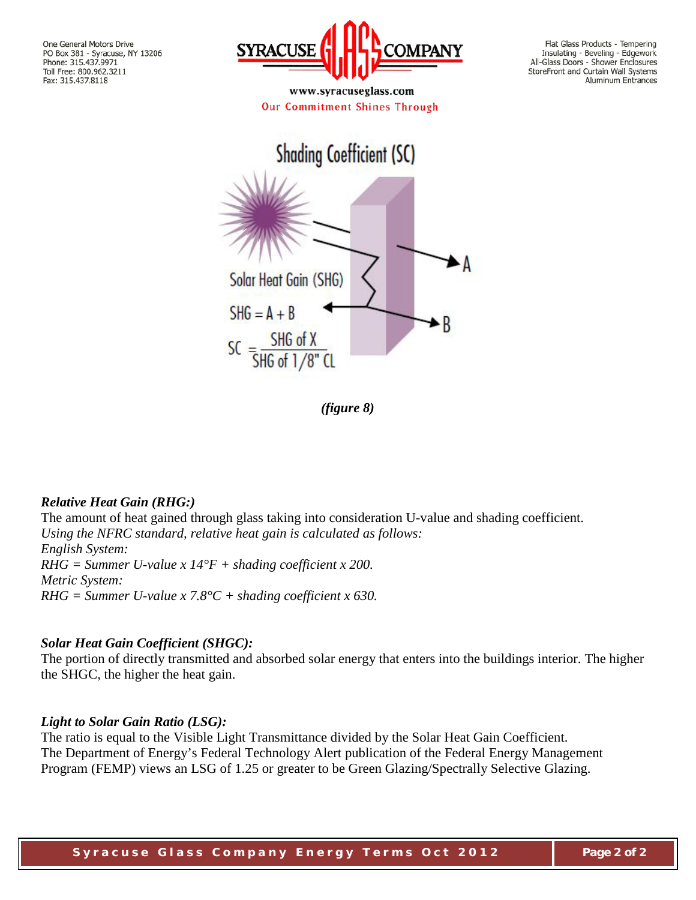Shading Coefficient (SC)

Solar Heat Gain (SHG)

SHG = A + B

$SC = \frac{\text{SHG of X}}{\text{SHG of 1/8" CL}}$

A

B

*(figure 8)*

***Relative Heat Gain (RHG:)***

The amount of heat gained through glass taking into consideration U-value and shading coefficient.
*Using the NFRC standard, relative heat gain is calculated as follows:*
*English System:*
*RHG = Summer U-value x 14°F + shading coefficient x 200.*
*Metric System:*
*RHG = Summer U-value x 7.8°C + shading coefficient x 630.*

***Solar Heat Gain Coefficient (SHGC):***

The portion of directly transmitted and absorbed solar energy that enters into the buildings interior. The higher the SHGC, the higher the heat gain.

***Light to Solar Gain Ratio (LSG):***

The ratio is equal to the Visible Light Transmittance divided by the Solar Heat Gain Coefficient.
The Department of Energy's Federal Technology Alert publication of the Federal Energy Management Program (FEMP) views an LSG of 1.25 or greater to be Green Glazing/Spectrally Selective Glazing.